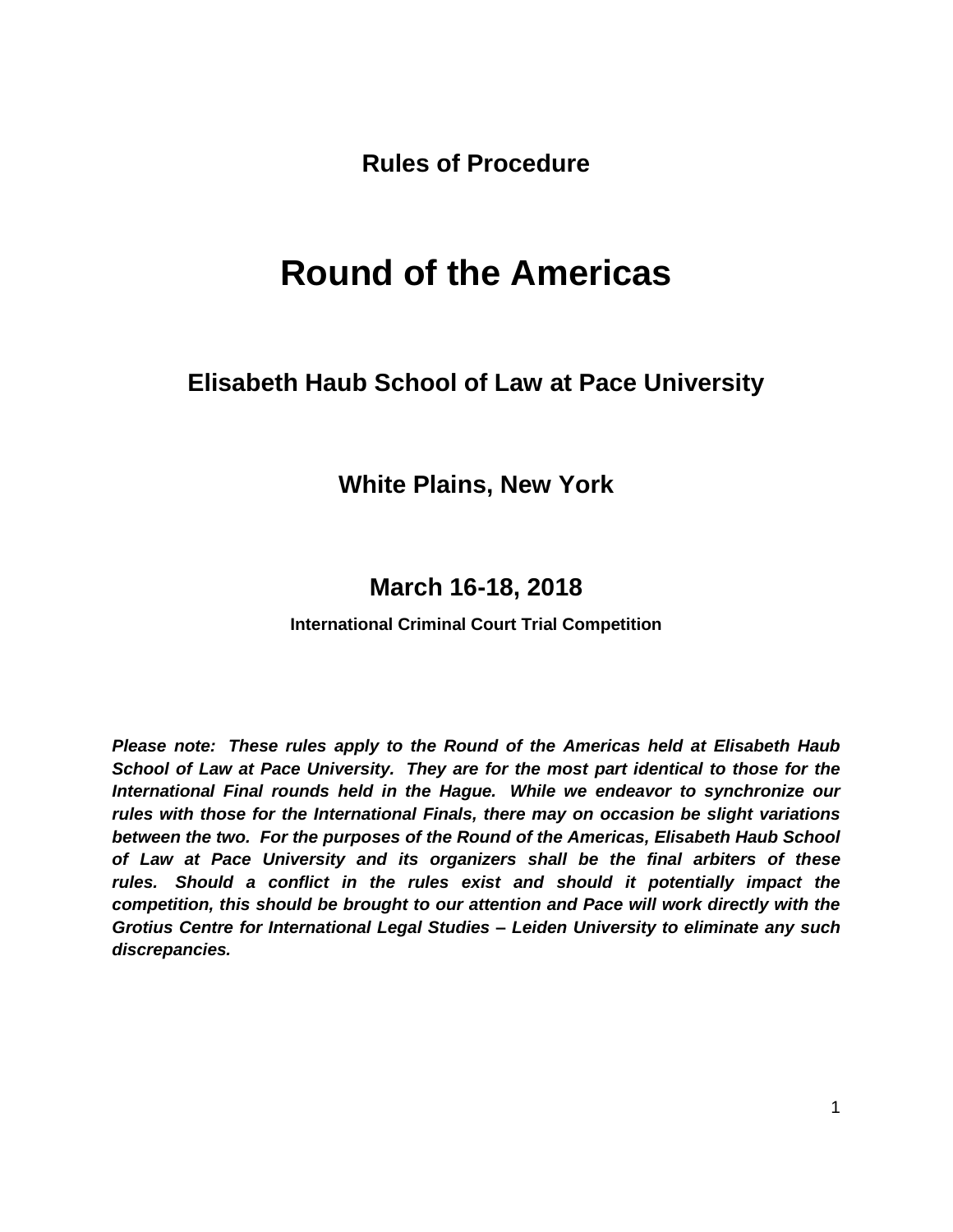## Rules of Procedure

# Round of the Americas

## Elisabeth Haub School of Law at Pace University

## White Plains, New York

## March 16-18, 2018

**International Criminal Court Trial Competition**

***Please note: These rules apply to the Round of the Americas held at Elisabeth Haub School of Law at Pace University. They are for the most part identical to those for the International Final rounds held in the Hague. While we endeavor to synchronize our rules with those for the International Finals, there may on occasion be slight variations between the two. For the purposes of the Round of the Americas, Elisabeth Haub School of Law at Pace University and its organizers shall be the final arbiters of these rules. Should a conflict in the rules exist and should it potentially impact the competition, this should be brought to our attention and Pace will work directly with the Grotius Centre for International Legal Studies – Leiden University to eliminate any such discrepancies.***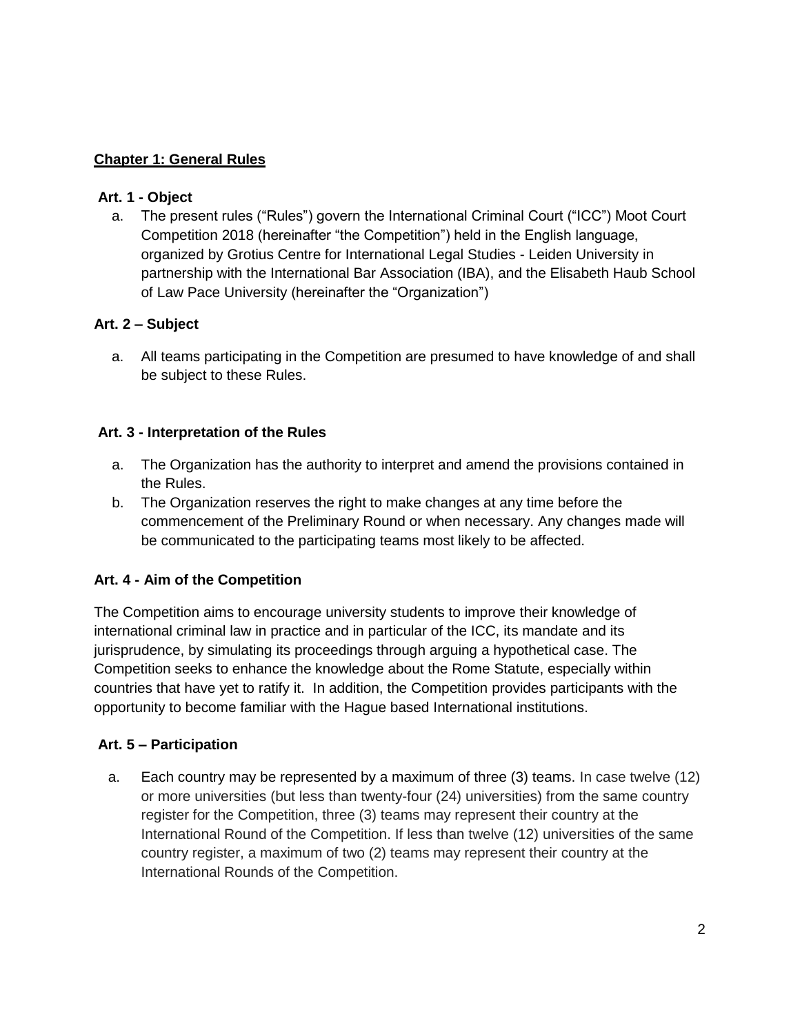## Chapter 1: General Rules

### Art. 1 - Object

a. The present rules ("Rules") govern the International Criminal Court ("ICC") Moot Court Competition 2018 (hereinafter "the Competition") held in the English language, organized by Grotius Centre for International Legal Studies - Leiden University in partnership with the International Bar Association (IBA), and the Elisabeth Haub School of Law Pace University (hereinafter the "Organization")

### Art. 2 – Subject

a. All teams participating in the Competition are presumed to have knowledge of and shall be subject to these Rules.

### Art. 3 - Interpretation of the Rules

a. The Organization has the authority to interpret and amend the provisions contained in the Rules.
b. The Organization reserves the right to make changes at any time before the commencement of the Preliminary Round or when necessary. Any changes made will be communicated to the participating teams most likely to be affected.

### Art. 4 - Aim of the Competition

The Competition aims to encourage university students to improve their knowledge of international criminal law in practice and in particular of the ICC, its mandate and its jurisprudence, by simulating its proceedings through arguing a hypothetical case. The Competition seeks to enhance the knowledge about the Rome Statute, especially within countries that have yet to ratify it. In addition, the Competition provides participants with the opportunity to become familiar with the Hague based International institutions.

### Art. 5 – Participation

a. Each country may be represented by a maximum of three (3) teams. In case twelve (12) or more universities (but less than twenty-four (24) universities) from the same country register for the Competition, three (3) teams may represent their country at the International Round of the Competition. If less than twelve (12) universities of the same country register, a maximum of two (2) teams may represent their country at the International Rounds of the Competition.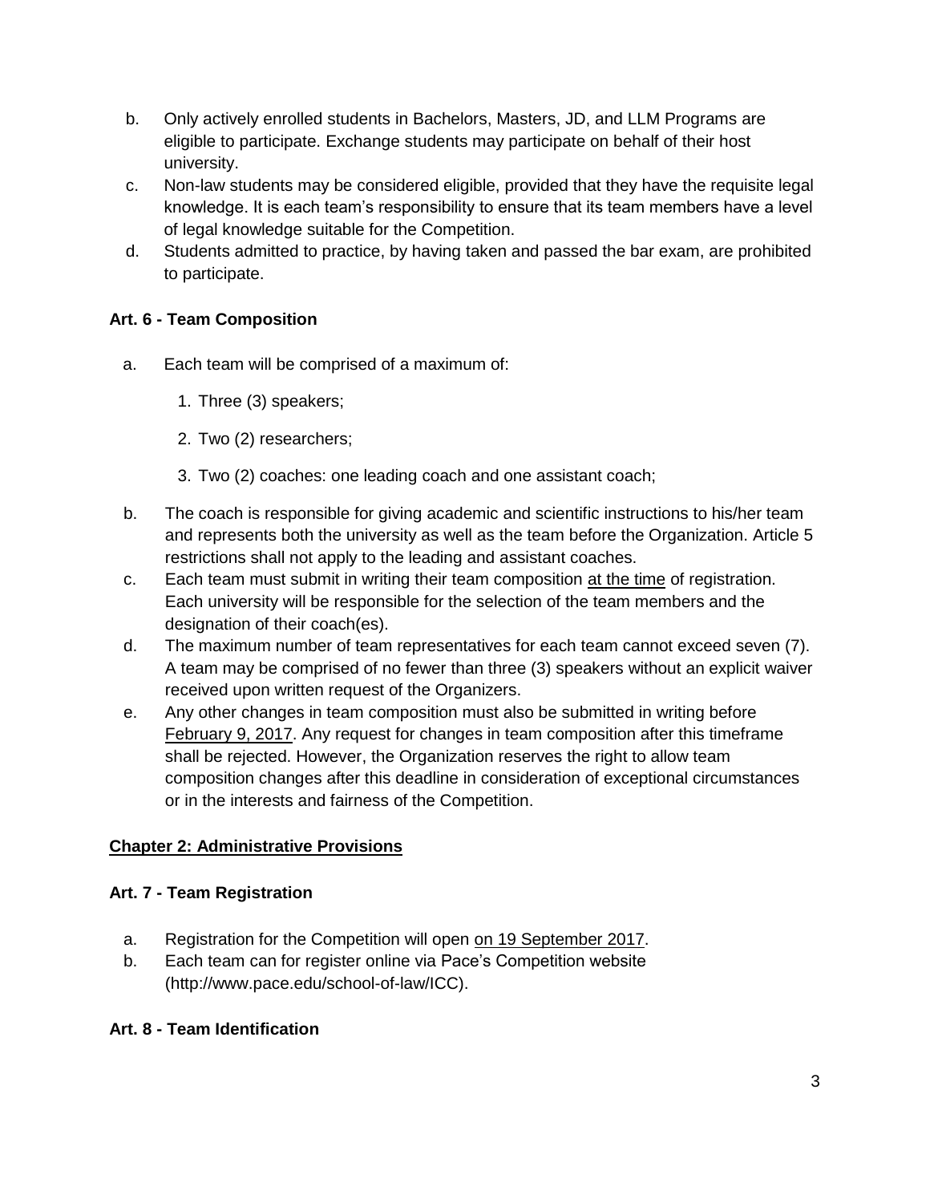b. Only actively enrolled students in Bachelors, Masters, JD, and LLM Programs are eligible to participate. Exchange students may participate on behalf of their host university.
c. Non-law students may be considered eligible, provided that they have the requisite legal knowledge. It is each team's responsibility to ensure that its team members have a level of legal knowledge suitable for the Competition.
d. Students admitted to practice, by having taken and passed the bar exam, are prohibited to participate.

**Art. 6 - Team Composition**

a. Each team will be comprised of a maximum of:

   1. Three (3) speakers;

   2. Two (2) researchers;

   3. Two (2) coaches: one leading coach and one assistant coach;

b. The coach is responsible for giving academic and scientific instructions to his/her team and represents both the university as well as the team before the Organization. Article 5 restrictions shall not apply to the leading and assistant coaches.
c. Each team must submit in writing their team composition <u>at the time</u> of registration. Each university will be responsible for the selection of the team members and the designation of their coach(es).
d. The maximum number of team representatives for each team cannot exceed seven (7). A team may be comprised of no fewer than three (3) speakers without an explicit waiver received upon written request of the Organizers.
e. Any other changes in team composition must also be submitted in writing before <u>February 9, 2017</u>. Any request for changes in team composition after this timeframe shall be rejected. However, the Organization reserves the right to allow team composition changes after this deadline in consideration of exceptional circumstances or in the interests and fairness of the Competition.

## <u>Chapter 2: Administrative Provisions</u>

**Art. 7 - Team Registration**

a. Registration for the Competition will open <u>on 19 September 2017</u>.
b. Each team can for register online via Pace's Competition website (http://www.pace.edu/school-of-law/ICC).

**Art. 8 - Team Identification**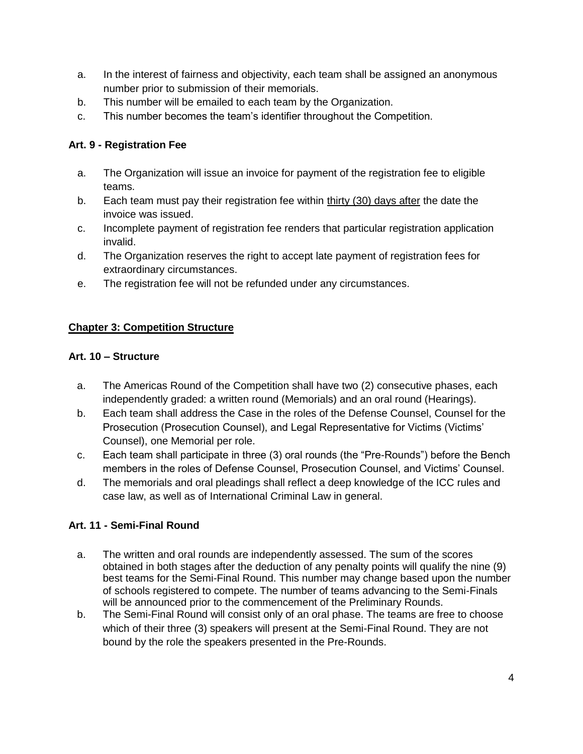a. In the interest of fairness and objectivity, each team shall be assigned an anonymous number prior to submission of their memorials.
b. This number will be emailed to each team by the Organization.
c. This number becomes the team's identifier throughout the Competition.

### Art. 9 - Registration Fee

a. The Organization will issue an invoice for payment of the registration fee to eligible teams.
b. Each team must pay their registration fee within <u>thirty (30) days after</u> the date the invoice was issued.
c. Incomplete payment of registration fee renders that particular registration application invalid.
d. The Organization reserves the right to accept late payment of registration fees for extraordinary circumstances.
e. The registration fee will not be refunded under any circumstances.

## <u>Chapter 3: Competition Structure</u>

### Art. 10 – Structure

a. The Americas Round of the Competition shall have two (2) consecutive phases, each independently graded: a written round (Memorials) and an oral round (Hearings).
b. Each team shall address the Case in the roles of the Defense Counsel, Counsel for the Prosecution (Prosecution Counsel), and Legal Representative for Victims (Victims' Counsel), one Memorial per role.
c. Each team shall participate in three (3) oral rounds (the "Pre-Rounds") before the Bench members in the roles of Defense Counsel, Prosecution Counsel, and Victims' Counsel.
d. The memorials and oral pleadings shall reflect a deep knowledge of the ICC rules and case law, as well as of International Criminal Law in general.

### Art. 11 - Semi-Final Round

a. The written and oral rounds are independently assessed. The sum of the scores obtained in both stages after the deduction of any penalty points will qualify the nine (9) best teams for the Semi-Final Round. This number may change based upon the number of schools registered to compete. The number of teams advancing to the Semi-Finals will be announced prior to the commencement of the Preliminary Rounds.
b. The Semi-Final Round will consist only of an oral phase. The teams are free to choose which of their three (3) speakers will present at the Semi-Final Round. They are not bound by the role the speakers presented in the Pre-Rounds.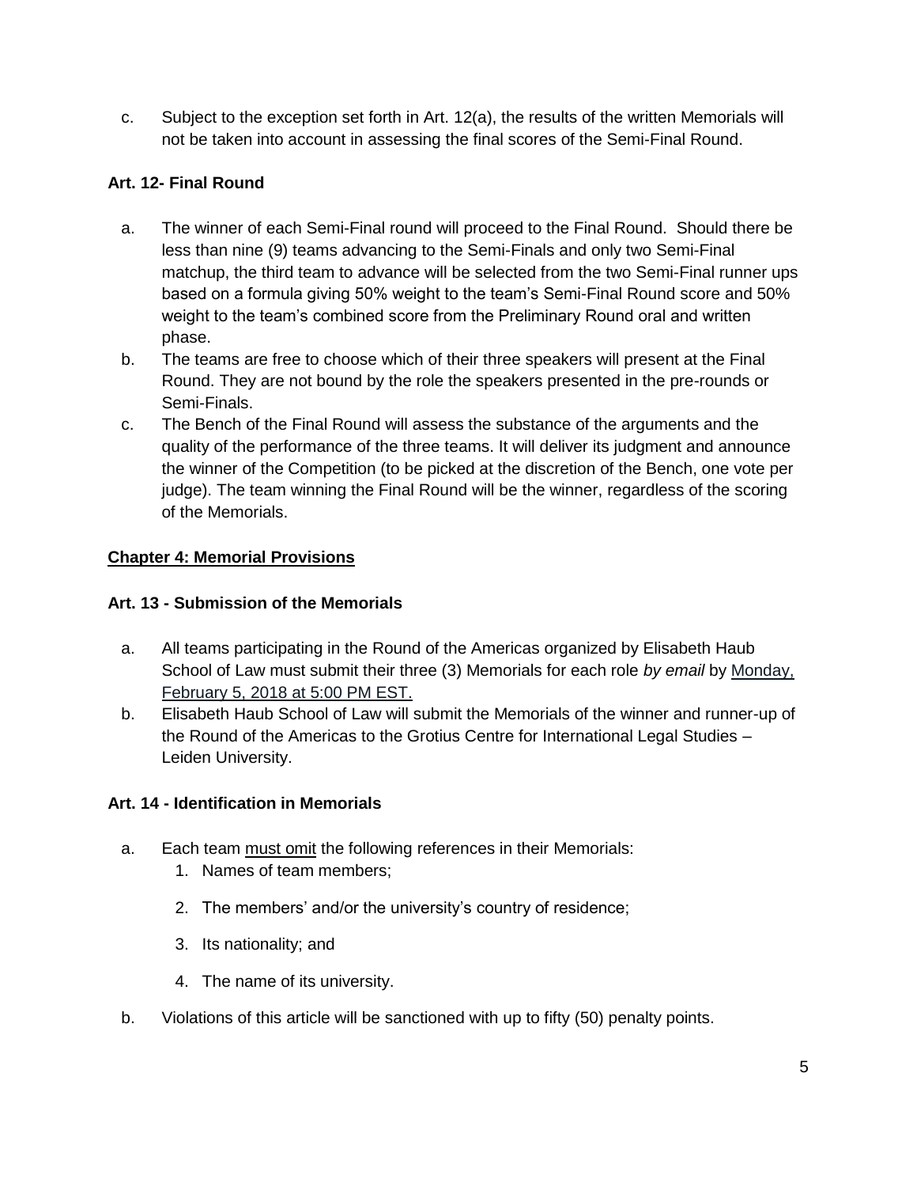c. Subject to the exception set forth in Art. 12(a), the results of the written Memorials will not be taken into account in assessing the final scores of the Semi-Final Round.

### Art. 12- Final Round

a. The winner of each Semi-Final round will proceed to the Final Round. Should there be less than nine (9) teams advancing to the Semi-Finals and only two Semi-Final matchup, the third team to advance will be selected from the two Semi-Final runner ups based on a formula giving 50% weight to the team's Semi-Final Round score and 50% weight to the team's combined score from the Preliminary Round oral and written phase.

b. The teams are free to choose which of their three speakers will present at the Final Round. They are not bound by the role the speakers presented in the pre-rounds or Semi-Finals.

c. The Bench of the Final Round will assess the substance of the arguments and the quality of the performance of the three teams. It will deliver its judgment and announce the winner of the Competition (to be picked at the discretion of the Bench, one vote per judge). The team winning the Final Round will be the winner, regardless of the scoring of the Memorials.

## Chapter 4: Memorial Provisions

### Art. 13 - Submission of the Memorials

a. All teams participating in the Round of the Americas organized by Elisabeth Haub School of Law must submit their three (3) Memorials for each role *by email* by Monday, February 5, 2018 at 5:00 PM EST.

b. Elisabeth Haub School of Law will submit the Memorials of the winner and runner-up of the Round of the Americas to the Grotius Centre for International Legal Studies – Leiden University.

### Art. 14 - Identification in Memorials

a. Each team must omit the following references in their Memorials:
   1. Names of team members;
   2. The members' and/or the university's country of residence;
   3. Its nationality; and
   4. The name of its university.

b. Violations of this article will be sanctioned with up to fifty (50) penalty points.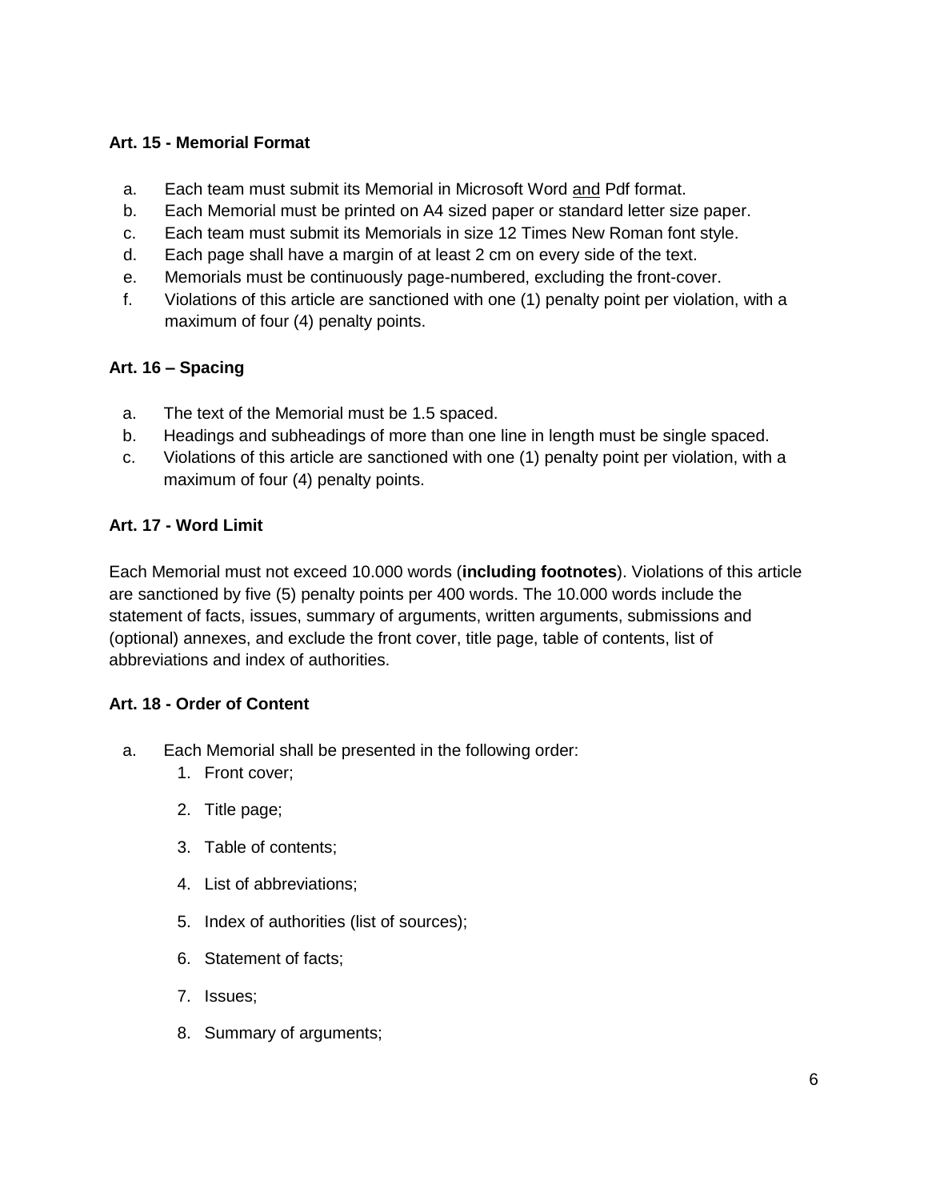**Art. 15 - Memorial Format**

a. Each team must submit its Memorial in Microsoft Word <u>and</u> Pdf format.
b. Each Memorial must be printed on A4 sized paper or standard letter size paper.
c. Each team must submit its Memorials in size 12 Times New Roman font style.
d. Each page shall have a margin of at least 2 cm on every side of the text.
e. Memorials must be continuously page-numbered, excluding the front-cover.
f. Violations of this article are sanctioned with one (1) penalty point per violation, with a maximum of four (4) penalty points.

**Art. 16 – Spacing**

a. The text of the Memorial must be 1.5 spaced.
b. Headings and subheadings of more than one line in length must be single spaced.
c. Violations of this article are sanctioned with one (1) penalty point per violation, with a maximum of four (4) penalty points.

**Art. 17 - Word Limit**

Each Memorial must not exceed 10.000 words (**including footnotes**). Violations of this article are sanctioned by five (5) penalty points per 400 words. The 10.000 words include the statement of facts, issues, summary of arguments, written arguments, submissions and (optional) annexes, and exclude the front cover, title page, table of contents, list of abbreviations and index of authorities.

**Art. 18 - Order of Content**

a. Each Memorial shall be presented in the following order:
   1. Front cover;
   2. Title page;
   3. Table of contents;
   4. List of abbreviations;
   5. Index of authorities (list of sources);
   6. Statement of facts;
   7. Issues;
   8. Summary of arguments;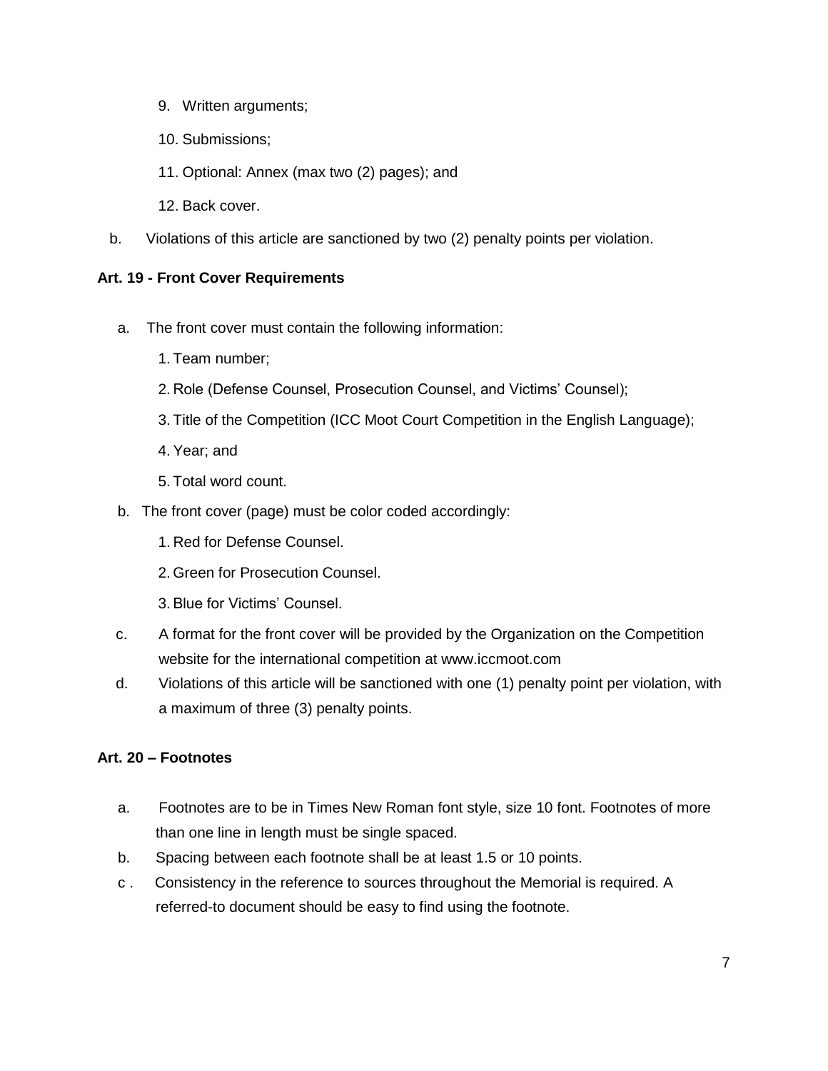9. Written arguments;

10. Submissions;

11. Optional: Annex (max two (2) pages); and

12. Back cover.

b. Violations of this article are sanctioned by two (2) penalty points per violation.

**Art. 19 - Front Cover Requirements**

a. The front cover must contain the following information:

   1. Team number;
   2. Role (Defense Counsel, Prosecution Counsel, and Victims' Counsel);
   3. Title of the Competition (ICC Moot Court Competition in the English Language);
   4. Year; and
   5. Total word count.

b. The front cover (page) must be color coded accordingly:

   1. Red for Defense Counsel.
   2. Green for Prosecution Counsel.
   3. Blue for Victims' Counsel.

c. A format for the front cover will be provided by the Organization on the Competition website for the international competition at www.iccmoot.com

d. Violations of this article will be sanctioned with one (1) penalty point per violation, with a maximum of three (3) penalty points.

**Art. 20 – Footnotes**

a. Footnotes are to be in Times New Roman font style, size 10 font. Footnotes of more than one line in length must be single spaced.

b. Spacing between each footnote shall be at least 1.5 or 10 points.

c . Consistency in the reference to sources throughout the Memorial is required. A referred-to document should be easy to find using the footnote.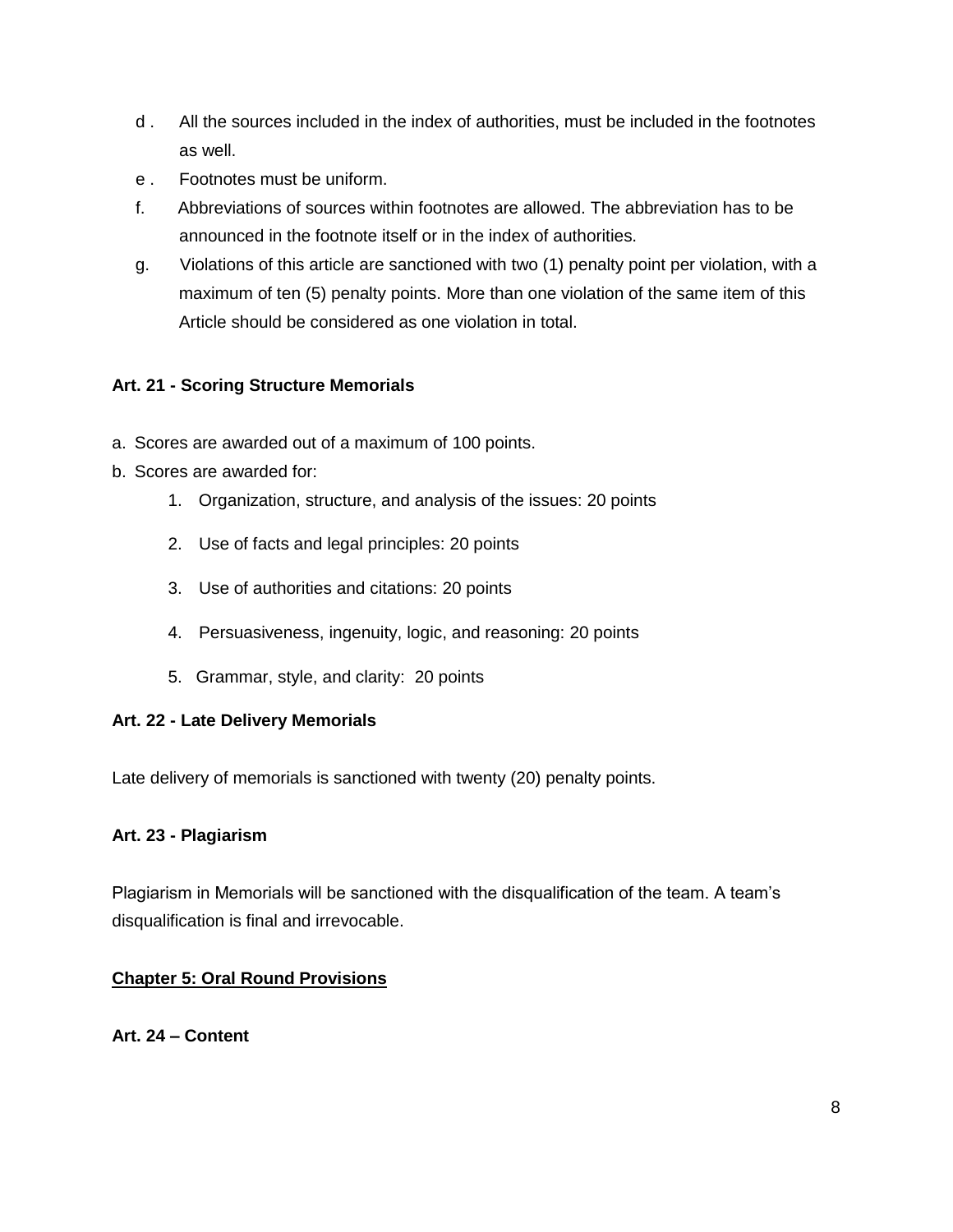d. All the sources included in the index of authorities, must be included in the footnotes as well.

e. Footnotes must be uniform.

f. Abbreviations of sources within footnotes are allowed. The abbreviation has to be announced in the footnote itself or in the index of authorities.

g. Violations of this article are sanctioned with two (1) penalty point per violation, with a maximum of ten (5) penalty points. More than one violation of the same item of this Article should be considered as one violation in total.

**Art. 21 - Scoring Structure Memorials**

a. Scores are awarded out of a maximum of 100 points.
b. Scores are awarded for:
   1. Organization, structure, and analysis of the issues: 20 points
   2. Use of facts and legal principles: 20 points
   3. Use of authorities and citations: 20 points
   4. Persuasiveness, ingenuity, logic, and reasoning: 20 points
   5. Grammar, style, and clarity: 20 points

**Art. 22 - Late Delivery Memorials**

Late delivery of memorials is sanctioned with twenty (20) penalty points.

**Art. 23 - Plagiarism**

Plagiarism in Memorials will be sanctioned with the disqualification of the team. A team's disqualification is final and irrevocable.

## Chapter 5: Oral Round Provisions

**Art. 24 – Content**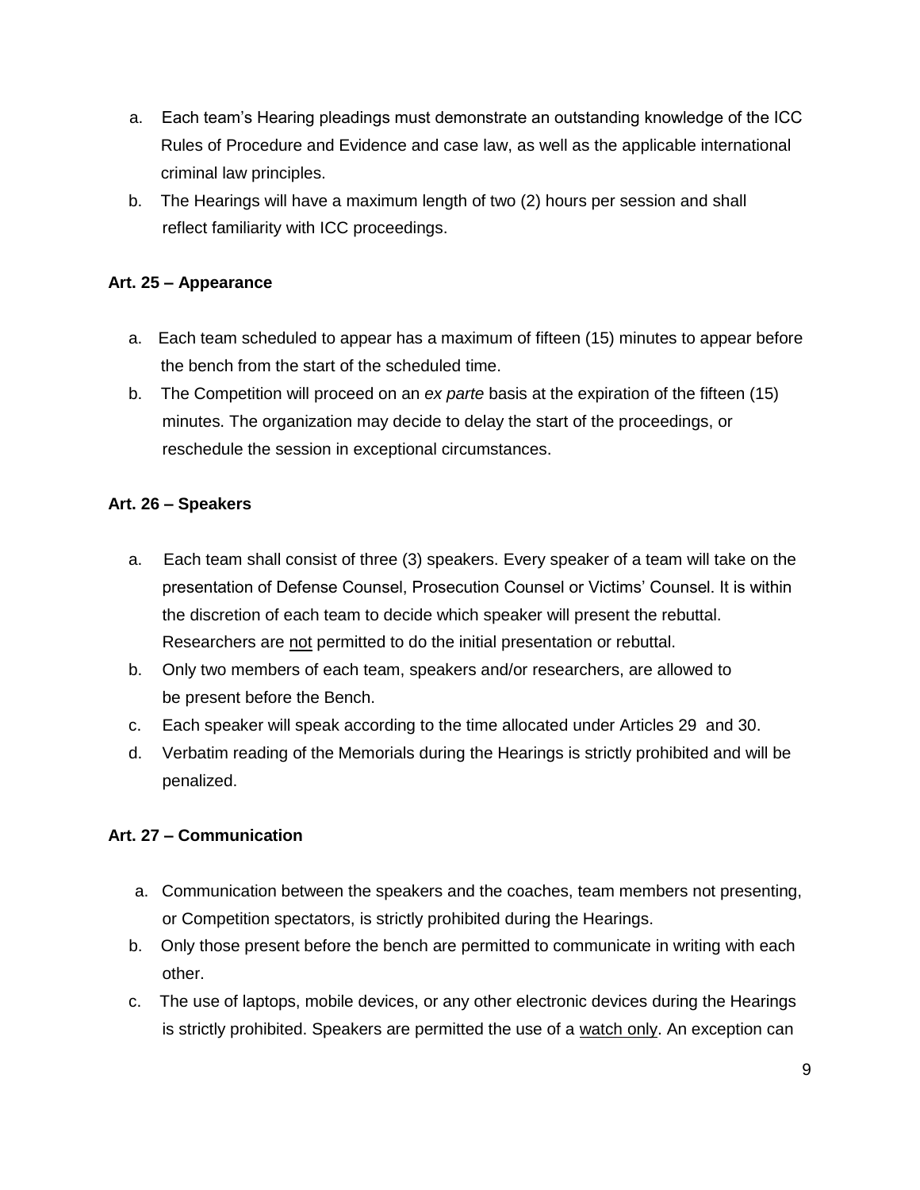a. Each team's Hearing pleadings must demonstrate an outstanding knowledge of the ICC Rules of Procedure and Evidence and case law, as well as the applicable international criminal law principles.
b. The Hearings will have a maximum length of two (2) hours per session and shall reflect familiarity with ICC proceedings.

### Art. 25 – Appearance

a. Each team scheduled to appear has a maximum of fifteen (15) minutes to appear before the bench from the start of the scheduled time.
b. The Competition will proceed on an *ex parte* basis at the expiration of the fifteen (15) minutes. The organization may decide to delay the start of the proceedings, or reschedule the session in exceptional circumstances.

### Art. 26 – Speakers

a. Each team shall consist of three (3) speakers. Every speaker of a team will take on the presentation of Defense Counsel, Prosecution Counsel or Victims' Counsel. It is within the discretion of each team to decide which speaker will present the rebuttal. Researchers are <u>not</u> permitted to do the initial presentation or rebuttal.
b. Only two members of each team, speakers and/or researchers, are allowed to be present before the Bench.
c. Each speaker will speak according to the time allocated under Articles 29 and 30.
d. Verbatim reading of the Memorials during the Hearings is strictly prohibited and will be penalized.

### Art. 27 – Communication

a. Communication between the speakers and the coaches, team members not presenting, or Competition spectators, is strictly prohibited during the Hearings.
b. Only those present before the bench are permitted to communicate in writing with each other.
c. The use of laptops, mobile devices, or any other electronic devices during the Hearings is strictly prohibited. Speakers are permitted the use of a <u>watch only</u>. An exception can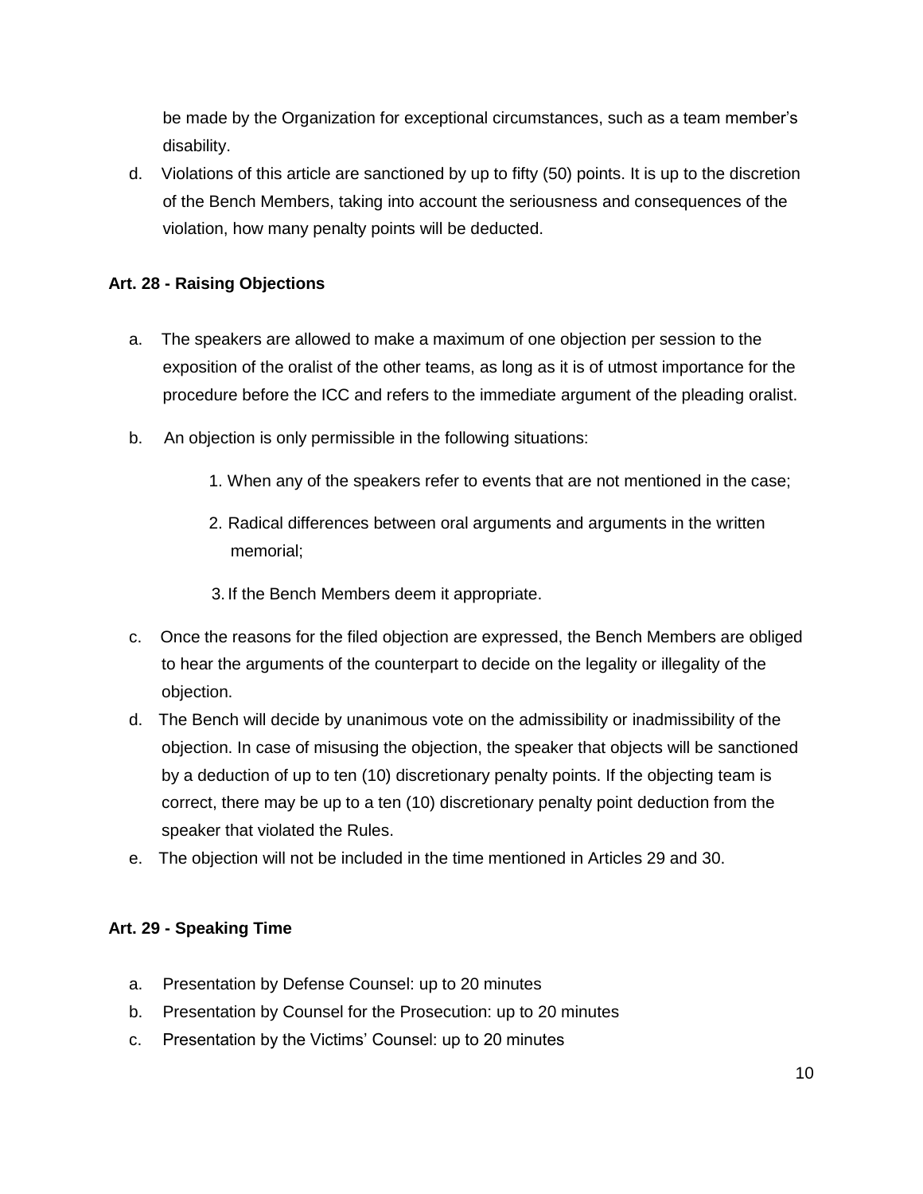be made by the Organization for exceptional circumstances, such as a team member's disability.

d. Violations of this article are sanctioned by up to fifty (50) points. It is up to the discretion of the Bench Members, taking into account the seriousness and consequences of the violation, how many penalty points will be deducted.

### Art. 28 - Raising Objections

a. The speakers are allowed to make a maximum of one objection per session to the exposition of the oralist of the other teams, as long as it is of utmost importance for the procedure before the ICC and refers to the immediate argument of the pleading oralist.

b. An objection is only permissible in the following situations:

   1. When any of the speakers refer to events that are not mentioned in the case;
   2. Radical differences between oral arguments and arguments in the written memorial;
   3. If the Bench Members deem it appropriate.

c. Once the reasons for the filed objection are expressed, the Bench Members are obliged to hear the arguments of the counterpart to decide on the legality or illegality of the objection.

d. The Bench will decide by unanimous vote on the admissibility or inadmissibility of the objection. In case of misusing the objection, the speaker that objects will be sanctioned by a deduction of up to ten (10) discretionary penalty points. If the objecting team is correct, there may be up to a ten (10) discretionary penalty point deduction from the speaker that violated the Rules.

e. The objection will not be included in the time mentioned in Articles 29 and 30.

### Art. 29 - Speaking Time

a. Presentation by Defense Counsel: up to 20 minutes
b. Presentation by Counsel for the Prosecution: up to 20 minutes
c. Presentation by the Victims' Counsel: up to 20 minutes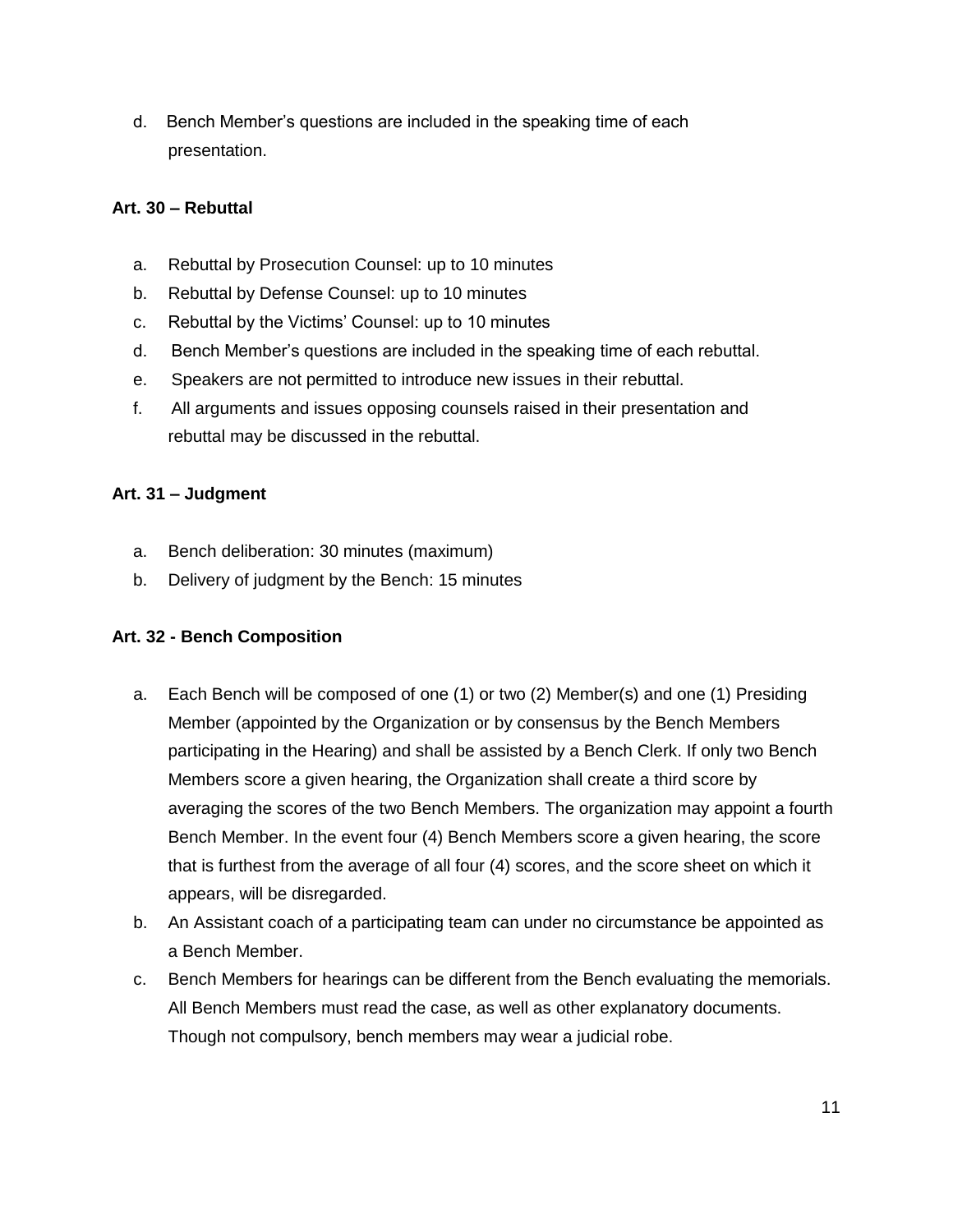d. Bench Member’s questions are included in the speaking time of each presentation.

**Art. 30 – Rebuttal**

a. Rebuttal by Prosecution Counsel: up to 10 minutes
b. Rebuttal by Defense Counsel: up to 10 minutes
c. Rebuttal by the Victims’ Counsel: up to 10 minutes
d. Bench Member’s questions are included in the speaking time of each rebuttal.
e. Speakers are not permitted to introduce new issues in their rebuttal.
f. All arguments and issues opposing counsels raised in their presentation and rebuttal may be discussed in the rebuttal.

**Art. 31 – Judgment**

a. Bench deliberation: 30 minutes (maximum)
b. Delivery of judgment by the Bench: 15 minutes

**Art. 32 - Bench Composition**

a. Each Bench will be composed of one (1) or two (2) Member(s) and one (1) Presiding Member (appointed by the Organization or by consensus by the Bench Members participating in the Hearing) and shall be assisted by a Bench Clerk. If only two Bench Members score a given hearing, the Organization shall create a third score by averaging the scores of the two Bench Members. The organization may appoint a fourth Bench Member. In the event four (4) Bench Members score a given hearing, the score that is furthest from the average of all four (4) scores, and the score sheet on which it appears, will be disregarded.
b. An Assistant coach of a participating team can under no circumstance be appointed as a Bench Member.
c. Bench Members for hearings can be different from the Bench evaluating the memorials. All Bench Members must read the case, as well as other explanatory documents. Though not compulsory, bench members may wear a judicial robe.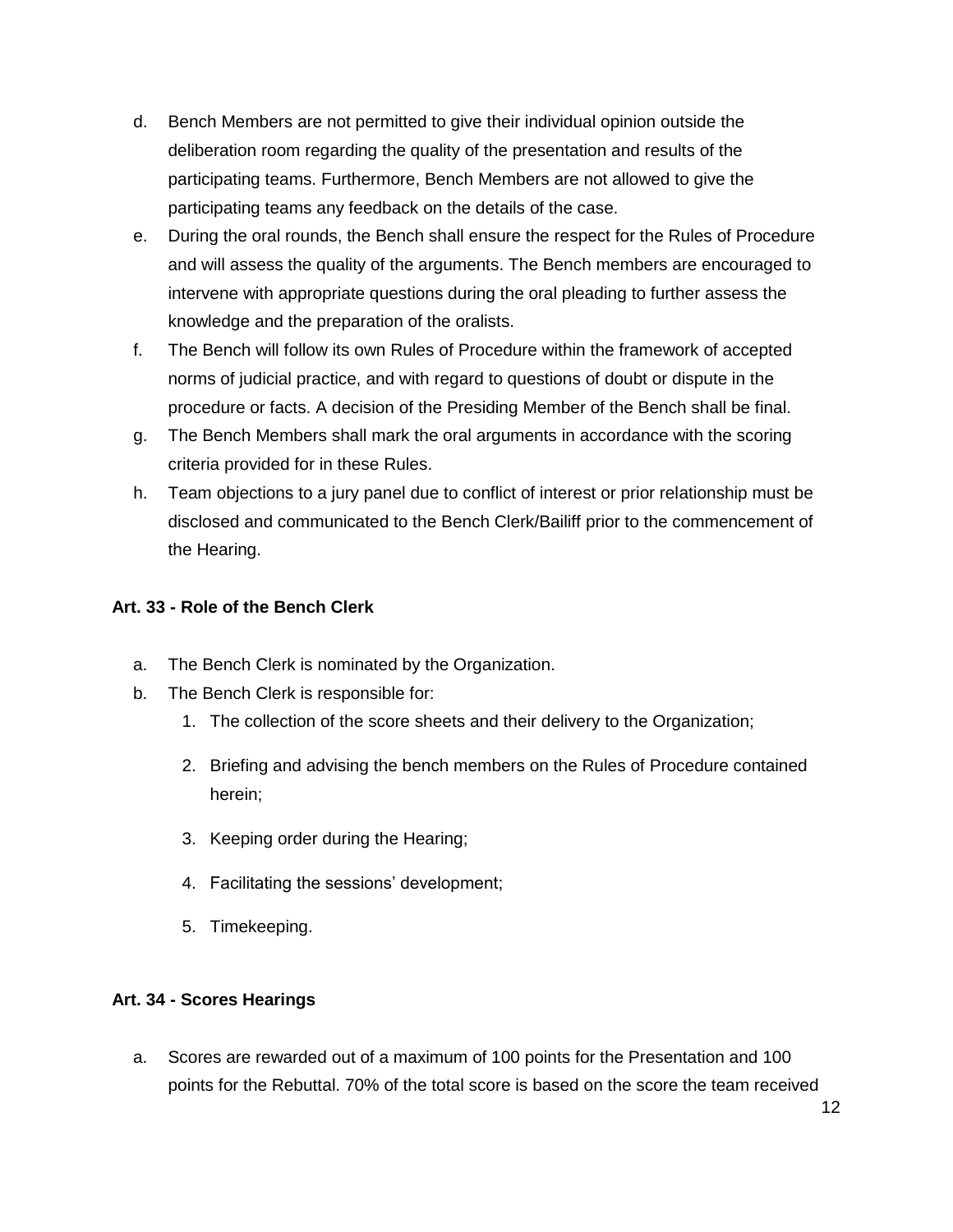d. Bench Members are not permitted to give their individual opinion outside the deliberation room regarding the quality of the presentation and results of the participating teams. Furthermore, Bench Members are not allowed to give the participating teams any feedback on the details of the case.

e. During the oral rounds, the Bench shall ensure the respect for the Rules of Procedure and will assess the quality of the arguments. The Bench members are encouraged to intervene with appropriate questions during the oral pleading to further assess the knowledge and the preparation of the oralists.

f. The Bench will follow its own Rules of Procedure within the framework of accepted norms of judicial practice, and with regard to questions of doubt or dispute in the procedure or facts. A decision of the Presiding Member of the Bench shall be final.

g. The Bench Members shall mark the oral arguments in accordance with the scoring criteria provided for in these Rules.

h. Team objections to a jury panel due to conflict of interest or prior relationship must be disclosed and communicated to the Bench Clerk/Bailiff prior to the commencement of the Hearing.

**Art. 33 - Role of the Bench Clerk**

a. The Bench Clerk is nominated by the Organization.

b. The Bench Clerk is responsible for:

   1. The collection of the score sheets and their delivery to the Organization;
   2. Briefing and advising the bench members on the Rules of Procedure contained herein;
   3. Keeping order during the Hearing;
   4. Facilitating the sessions' development;
   5. Timekeeping.

**Art. 34 - Scores Hearings**

a. Scores are rewarded out of a maximum of 100 points for the Presentation and 100 points for the Rebuttal. 70% of the total score is based on the score the team received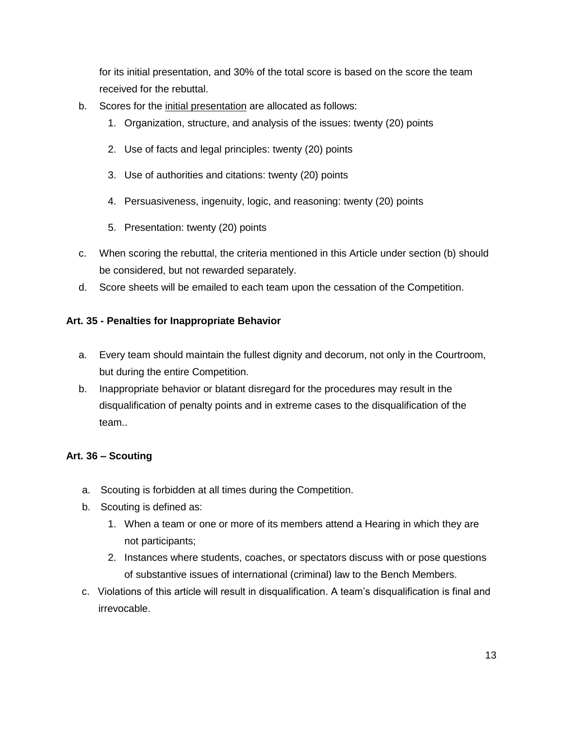for its initial presentation, and 30% of the total score is based on the score the team received for the rebuttal.

b. Scores for the <u>initial presentation</u> are allocated as follows:
   1. Organization, structure, and analysis of the issues: twenty (20) points
   2. Use of facts and legal principles: twenty (20) points
   3. Use of authorities and citations: twenty (20) points
   4. Persuasiveness, ingenuity, logic, and reasoning: twenty (20) points
   5. Presentation: twenty (20) points
c. When scoring the rebuttal, the criteria mentioned in this Article under section (b) should be considered, but not rewarded separately.
d. Score sheets will be emailed to each team upon the cessation of the Competition.

**Art. 35 - Penalties for Inappropriate Behavior**

a. Every team should maintain the fullest dignity and decorum, not only in the Courtroom, but during the entire Competition.
b. Inappropriate behavior or blatant disregard for the procedures may result in the disqualification of penalty points and in extreme cases to the disqualification of the team..

**Art. 36 – Scouting**

a. Scouting is forbidden at all times during the Competition.
b. Scouting is defined as:
   1. When a team or one or more of its members attend a Hearing in which they are not participants;
   2. Instances where students, coaches, or spectators discuss with or pose questions of substantive issues of international (criminal) law to the Bench Members.
c. Violations of this article will result in disqualification. A team's disqualification is final and irrevocable.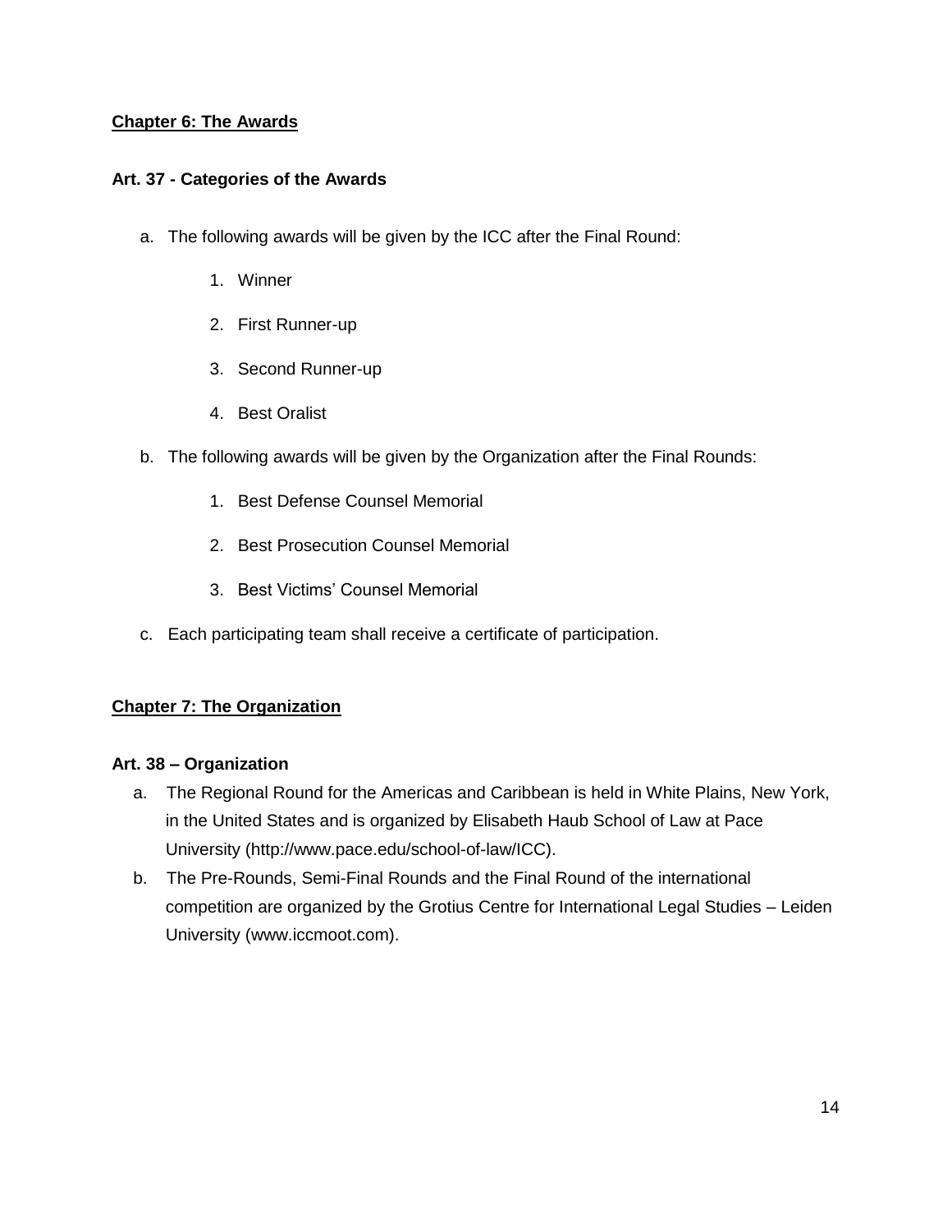## Chapter 6: The Awards

### Art. 37 - Categories of the Awards

a. The following awards will be given by the ICC after the Final Round:

   1. Winner
   2. First Runner-up
   3. Second Runner-up
   4. Best Oralist

b. The following awards will be given by the Organization after the Final Rounds:

   1. Best Defense Counsel Memorial
   2. Best Prosecution Counsel Memorial
   3. Best Victims' Counsel Memorial

c. Each participating team shall receive a certificate of participation.

## Chapter 7: The Organization

### Art. 38 – Organization

a. The Regional Round for the Americas and Caribbean is held in White Plains, New York, in the United States and is organized by Elisabeth Haub School of Law at Pace University (http://www.pace.edu/school-of-law/ICC).

b. The Pre-Rounds, Semi-Final Rounds and the Final Round of the international competition are organized by the Grotius Centre for International Legal Studies – Leiden University (www.iccmoot.com).